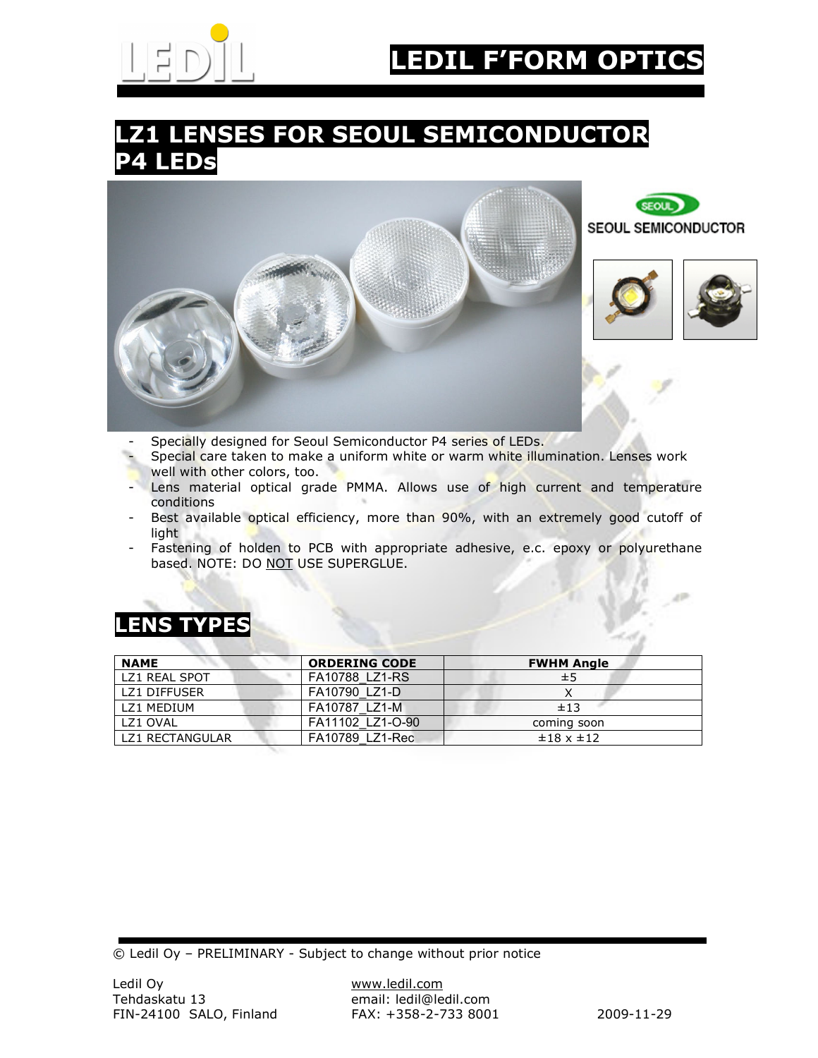# LEDIL F'FORM OPTICS

## LZ1 LENSES FOR SEOUL SEMICONDUCTOR P4 LEDs

SEOUL SEMICONDUCTOR

- Specially designed for Seoul Semiconductor P4 series of LEDs.
- Special care taken to make a uniform white or warm white illumination. Lenses work well with other colors, too.
- Lens material optical grade PMMA. Allows use of high current and temperature conditions
- Best available optical efficiency, more than 90%, with an extremely good cutoff of light
- Fastening of holden to PCB with appropriate adhesive, e.c. epoxy or polyurethane based. NOTE: DO NOT USE SUPERGLUE.

## LENS TYPES

| NAME | ORDERING CODE | FWHM Angle |
|---|---|---|
| LZ1 REAL SPOT | FA10788_LZ1-RS | ±5 |
| LZ1 DIFFUSER | FA10790_LZ1-D | X |
| LZ1 MEDIUM | FA10787_LZ1-M | ±13 |
| LZ1 OVAL | FA11102_LZ1-O-90 | coming soon |
| LZ1 RECTANGULAR | FA10789_LZ1-Rec | ±18 x ±12 |

© Ledil Oy – PRELIMINARY - Subject to change without prior notice

Ledil Oy
Tehdaskatu 13
FIN-24100 SALO, Finland

www.ledil.com
email: ledil@ledil.com
FAX: +358-2-733 8001

2009-11-29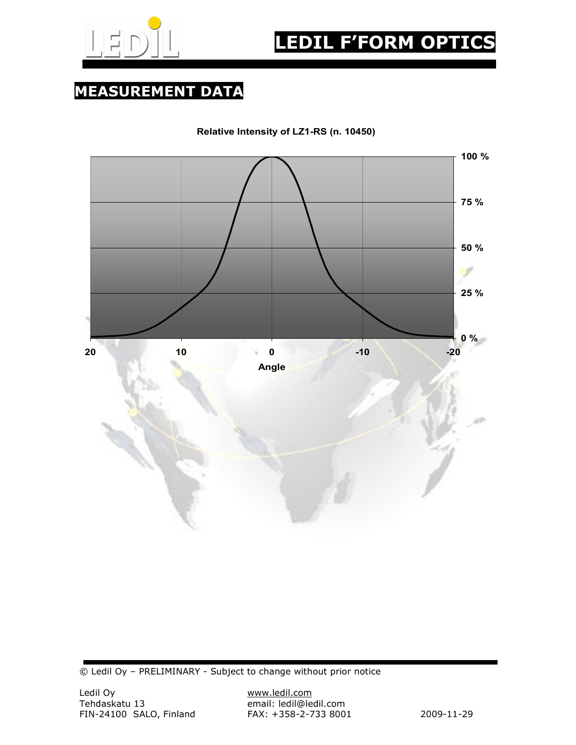# MEASUREMENT DATA

**Relative Intensity of LZ1-RS (n. 10450)**

100 %
75 %
50 %
25 %
0 %

20 10 0 -10 -20

**Angle**

© Ledil Oy – PRELIMINARY - Subject to change without prior notice

Ledil Oy
Tehdaskatu 13
FIN-24100 SALO, Finland

www.ledil.com
email: ledil@ledil.com
FAX: +358-2-733 8001

2009-11-29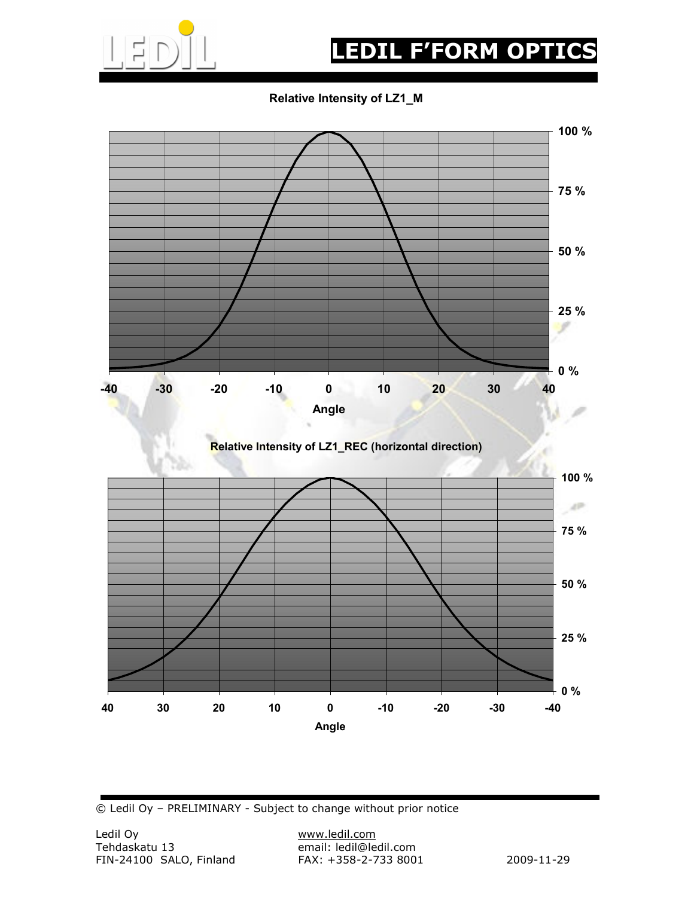# LEDIL F'FORM OPTICS

**Relative Intensity of LZ1_M**

100 %
75 %
50 %
25 %
0 %

-40 -30 -20 -10 0 10 20 30 40

Angle

**Relative Intensity of LZ1_REC (horizontal direction)**

100 %
75 %
50 %
25 %
0 %

40 30 20 10 0 -10 -20 -30 -40

Angle

© Ledil Oy – PRELIMINARY - Subject to change without prior notice

Ledil Oy
Tehdaskatu 13
FIN-24100 SALO, Finland

www.ledil.com
email: ledil@ledil.com
FAX: +358-2-733 8001

2009-11-29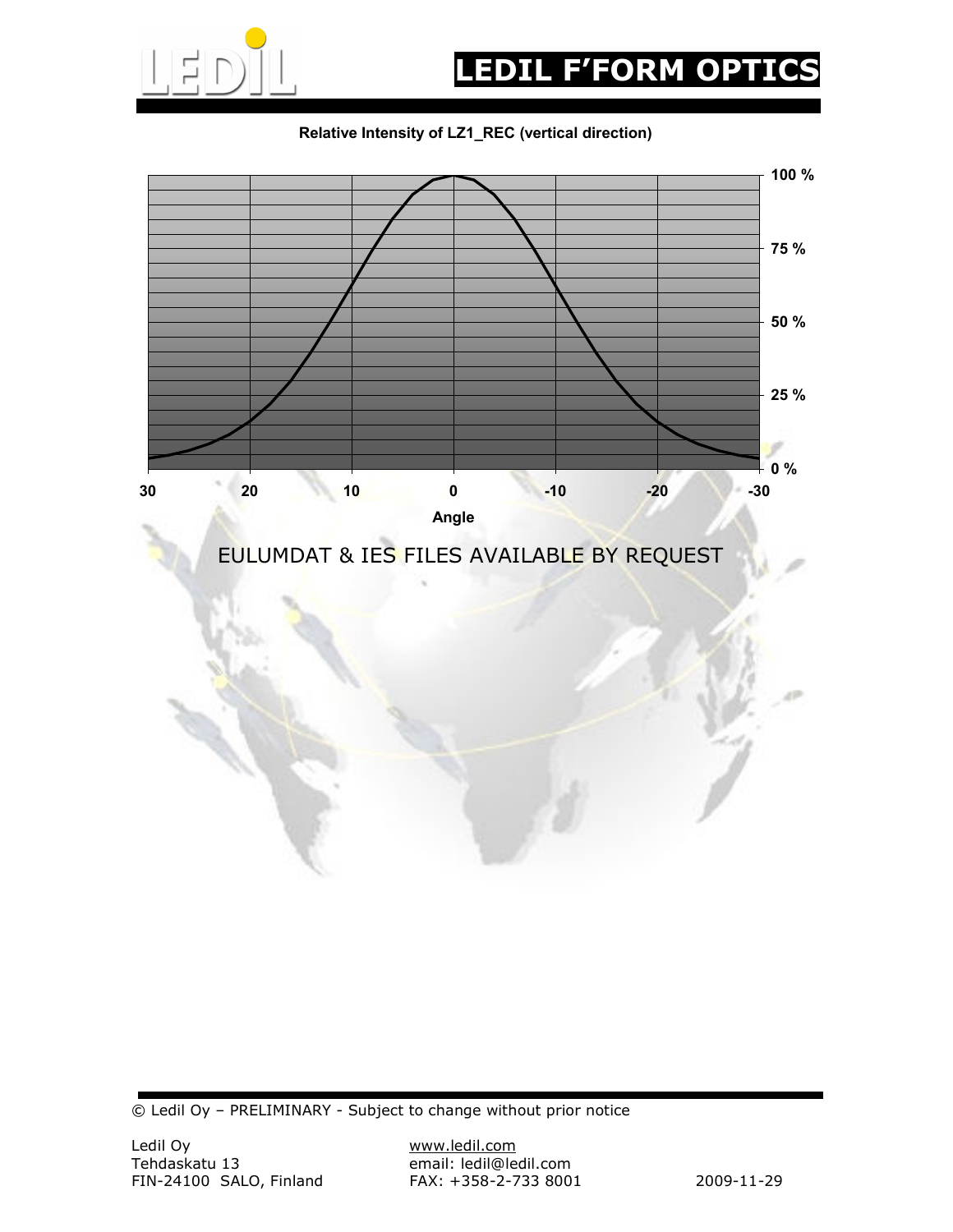**Relative Intensity of LZ1_REC (vertical direction)**

EULUMDAT & IES FILES AVAILABLE BY REQUEST

© Ledil Oy – PRELIMINARY - Subject to change without prior notice

Ledil Oy
Tehdaskatu 13
FIN-24100 SALO, Finland

www.ledil.com
email: ledil@ledil.com
FAX: +358-2-733 8001

2009-11-29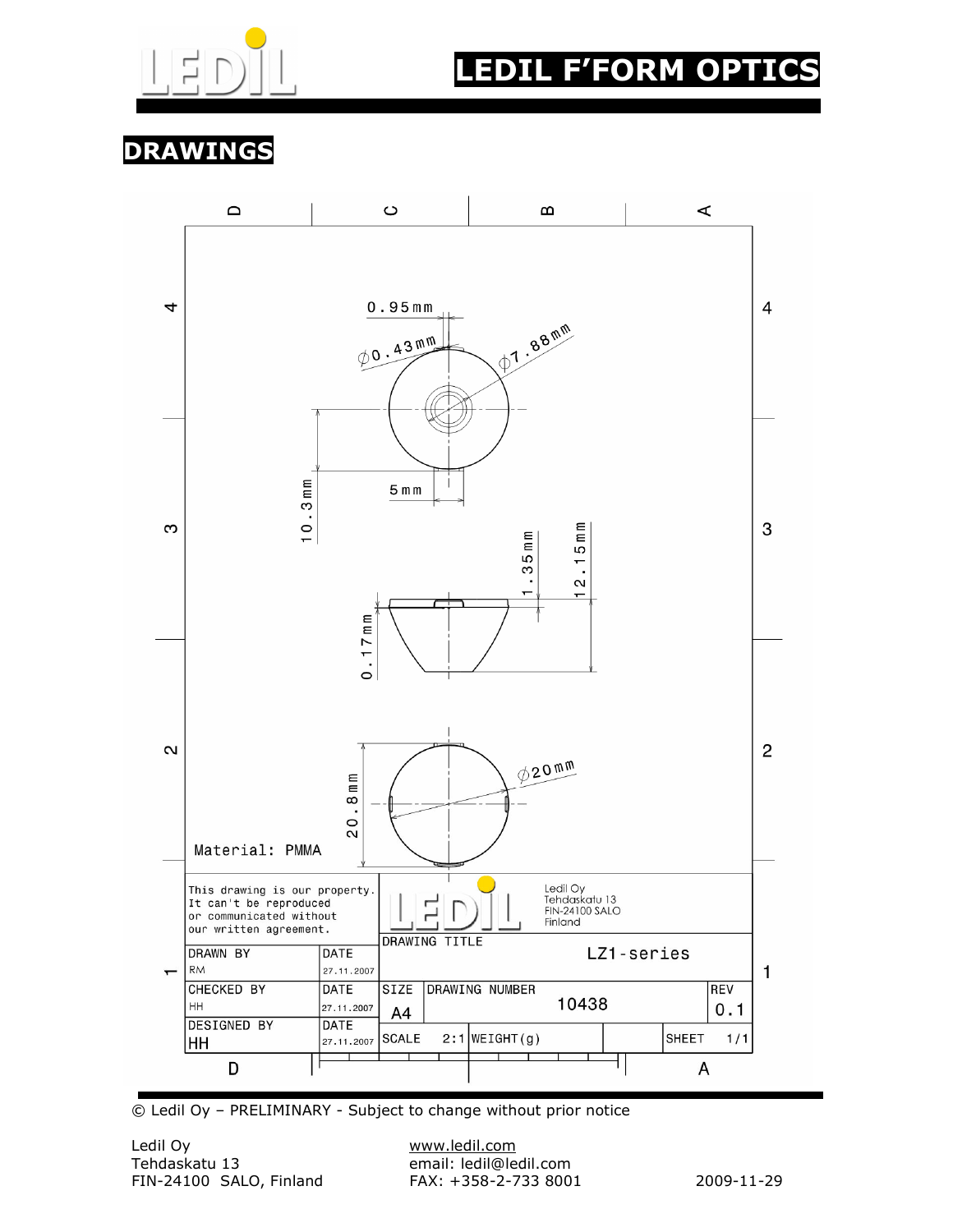# LEDIL F'FORM OPTICS

## DRAWINGS

0.95mm

⌀0.43mm

⌀7.88mm

10.3mm

5mm

1.35mm

12.15mm

0.17mm

20.8mm

⌀20mm

Material: PMMA

This drawing is our property. It can't be reproduced or communicated without our written agreement.

Ledil Oy
Tehdaskatu 13
FIN-24100 SALO
Finland

| | | | | | |
|---|---|---|---|---|---|
| DRAWN BY | DATE | DRAWING TITLE | | | |
| RM | 27.11.2007 | LZ1-series | | | |
| CHECKED BY | DATE | SIZE | DRAWING NUMBER | | REV |
| HH | 27.11.2007 | A4 | 10438 | | 0.1 |
| DESIGNED BY | DATE | SCALE 2:1 | WEIGHT(g) | | SHEET 1/1 |
| HH | 27.11.2007 | | | | |

© Ledil Oy – PRELIMINARY - Subject to change without prior notice

Ledil Oy
Tehdaskatu 13
FIN-24100 SALO, Finland

www.ledil.com
email: ledil@ledil.com
FAX: +358-2-733 8001

2009-11-29